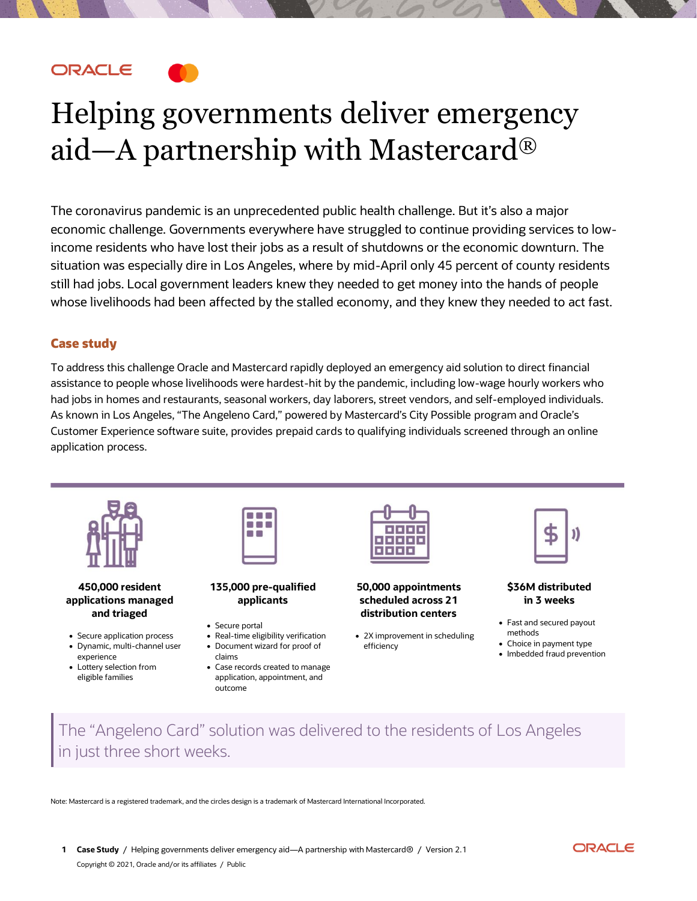# Helping governments deliver emergency aid—A partnership with Mastercard®

The coronavirus pandemic is an unprecedented public health challenge. But it's also a major economic challenge. Governments everywhere have struggled to continue providing services to low-income residents who have lost their jobs as a result of shutdowns or the economic downturn. The situation was especially dire in Los Angeles, where by mid-April only 45 percent of county residents still had jobs. Local government leaders knew they needed to get money into the hands of people whose livelihoods had been affected by the stalled economy, and they knew they needed to act fast.

## Case study

To address this challenge Oracle and Mastercard rapidly deployed an emergency aid solution to direct financial assistance to people whose livelihoods were hardest-hit by the pandemic, including low-wage hourly workers who had jobs in homes and restaurants, seasonal workers, day laborers, street vendors, and self-employed individuals. As known in Los Angeles, "The Angeleno Card," powered by Mastercard's City Possible program and Oracle's Customer Experience software suite, provides prepaid cards to qualifying individuals screened through an online application process.

**450,000 resident applications managed and triaged**

- Secure application process
- Dynamic, multi-channel user experience
- Lottery selection from eligible families

**135,000 pre-qualified applicants**

- Secure portal
- Real-time eligibility verification
- Document wizard for proof of claims
- Case records created to manage application, appointment, and outcome

**50,000 appointments scheduled across 21 distribution centers**

- 2X improvement in scheduling efficiency

**$36M distributed in 3 weeks**

- Fast and secured payout methods
- Choice in payment type
- Imbedded fraud prevention

> The "Angeleno Card" solution was delivered to the residents of Los Angeles in just three short weeks.

Note: Mastercard is a registered trademark, and the circles design is a trademark of Mastercard International Incorporated.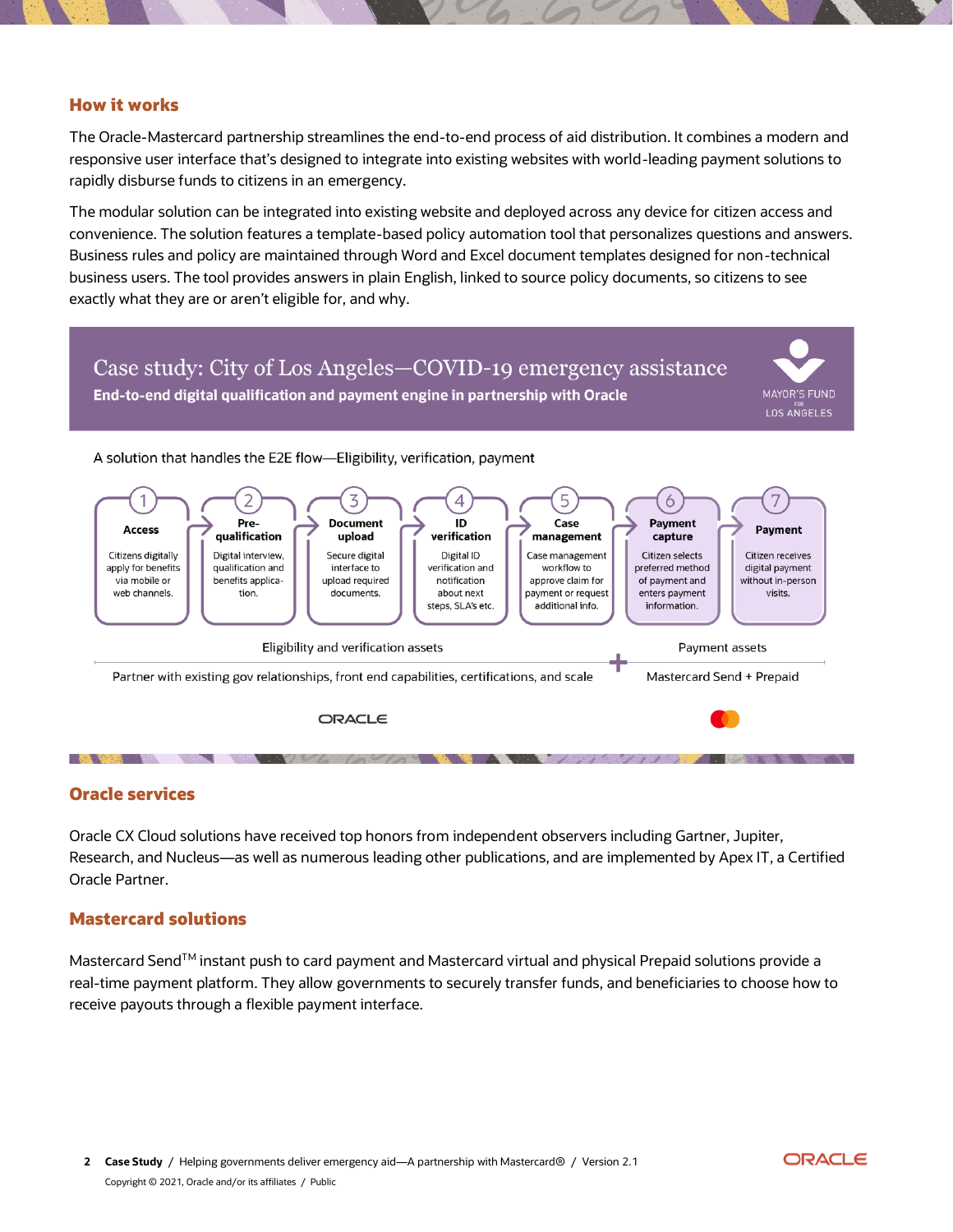## How it works

The Oracle-Mastercard partnership streamlines the end-to-end process of aid distribution. It combines a modern and responsive user interface that's designed to integrate into existing websites with world-leading payment solutions to rapidly disburse funds to citizens in an emergency.

The modular solution can be integrated into existing website and deployed across any device for citizen access and convenience. The solution features a template-based policy automation tool that personalizes questions and answers. Business rules and policy are maintained through Word and Excel document templates designed for non-technical business users. The tool provides answers in plain English, linked to source policy documents, so citizens to see exactly what they are or aren't eligible for, and why.

### Case study: City of Los Angeles—COVID-19 emergency assistance

**End-to-end digital qualification and payment engine in partnership with Oracle**

MAYOR'S FUND FOR LOS ANGELES

A solution that handles the E2E flow—Eligibility, verification, payment

1. **Access** — Citizens digitally apply for benefits via mobile or web channels.
2. **Pre-qualification** — Digital interview, qualification and benefits application.
3. **Document upload** — Secure digital interface to upload required documents.
4. **ID verification** — Digital ID verification and notification about next steps, SLA's etc.
5. **Case management** — Case management workflow to approve claim for payment or request additional info.
6. **Payment capture** — Citizen selects preferred method of payment and enters payment information.
7. **Payment** — Citizen receives digital payment without in-person visits.

| Eligibility and verification assets | | Payment assets |
|---|---|---|
| Partner with existing gov relationships, front end capabilities, certifications, and scale | + | Mastercard Send + Prepaid |
| ORACLE | | Mastercard |

## Oracle services

Oracle CX Cloud solutions have received top honors from independent observers including Gartner, Jupiter, Research, and Nucleus—as well as numerous leading other publications, and are implemented by Apex IT, a Certified Oracle Partner.

## Mastercard solutions

Mastercard Send™ instant push to card payment and Mastercard virtual and physical Prepaid solutions provide a real-time payment platform. They allow governments to securely transfer funds, and beneficiaries to choose how to receive payouts through a flexible payment interface.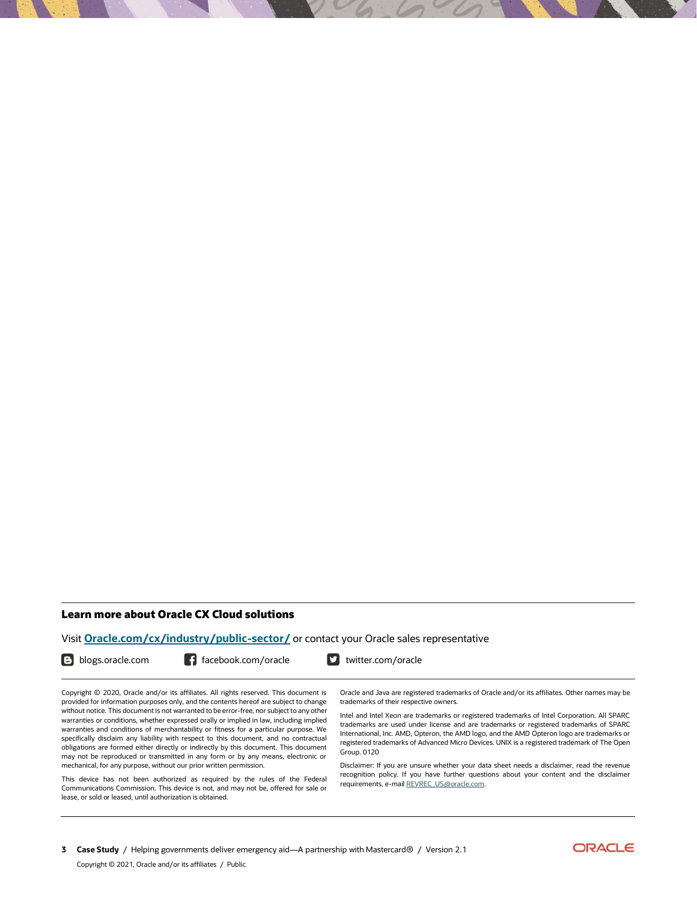## Learn more about Oracle CX Cloud solutions

Visit **Oracle.com/cx/industry/public-sector/** or contact your Oracle sales representative

blogs.oracle.com facebook.com/oracle twitter.com/oracle

Copyright © 2020, Oracle and/or its affiliates. All rights reserved. This document is provided for information purposes only, and the contents hereof are subject to change without notice. This document is not warranted to be error-free, nor subject to any other warranties or conditions, whether expressed orally or implied in law, including implied warranties and conditions of merchantability or fitness for a particular purpose. We specifically disclaim any liability with respect to this document, and no contractual obligations are formed either directly or indirectly by this document. This document may not be reproduced or transmitted in any form or by any means, electronic or mechanical, for any purpose, without our prior written permission.

This device has not been authorized as required by the rules of the Federal Communications Commission. This device is not, and may not be, offered for sale or lease, or sold or leased, until authorization is obtained.

Oracle and Java are registered trademarks of Oracle and/or its affiliates. Other names may be trademarks of their respective owners.

Intel and Intel Xeon are trademarks or registered trademarks of Intel Corporation. All SPARC trademarks are used under license and are trademarks or registered trademarks of SPARC International, Inc. AMD, Opteron, the AMD logo, and the AMD Opteron logo are trademarks or registered trademarks of Advanced Micro Devices. UNIX is a registered trademark of The Open Group. 0120

Disclaimer: If you are unsure whether your data sheet needs a disclaimer, read the revenue recognition policy. If you have further questions about your content and the disclaimer requirements, e-mail REVREC_US@oracle.com.